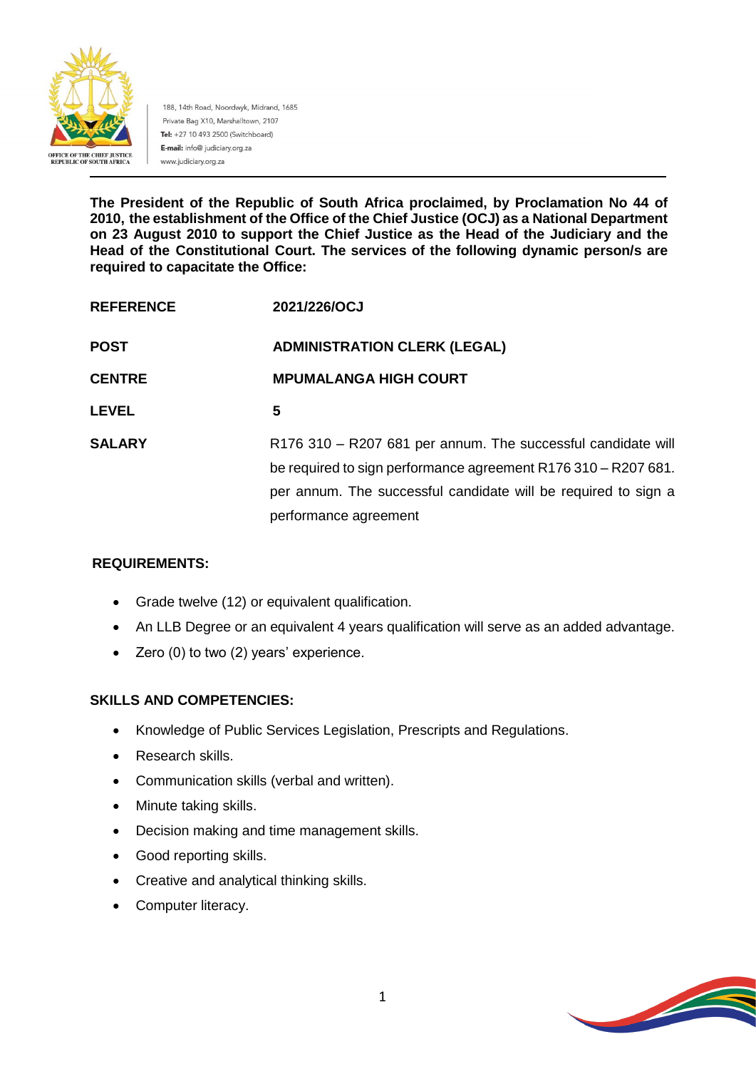OFFICE OF THE CHIEF JUSTICE
REPUBLIC OF SOUTH AFRICA

188, 14th Road, Noordwyk, Midrand, 1685
Private Bag X10, Marshalltown, 2107
**Tel:** +27 10 493 2500 (Switchboard)
**E-mail:** info@ judiciary.org.za
www.judiciary.org.za

**The President of the Republic of South Africa proclaimed, by Proclamation No 44 of 2010, the establishment of the Office of the Chief Justice (OCJ) as a National Department on 23 August 2010 to support the Chief Justice as the Head of the Judiciary and the Head of the Constitutional Court. The services of the following dynamic person/s are required to capacitate the Office:**

| | |
|---|---|
| **REFERENCE** | **2021/226/OCJ** |
| **POST** | **ADMINISTRATION CLERK (LEGAL)** |
| **CENTRE** | **MPUMALANGA HIGH COURT** |
| **LEVEL** | **5** |
| **SALARY** | R176 310 – R207 681 per annum. The successful candidate will be required to sign performance agreement R176 310 – R207 681. per annum. The successful candidate will be required to sign a performance agreement |

**REQUIREMENTS:**

- Grade twelve (12) or equivalent qualification.
- An LLB Degree or an equivalent 4 years qualification will serve as an added advantage.
- Zero (0) to two (2) years' experience.

**SKILLS AND COMPETENCIES:**

- Knowledge of Public Services Legislation, Prescripts and Regulations.
- Research skills.
- Communication skills (verbal and written).
- Minute taking skills.
- Decision making and time management skills.
- Good reporting skills.
- Creative and analytical thinking skills.
- Computer literacy.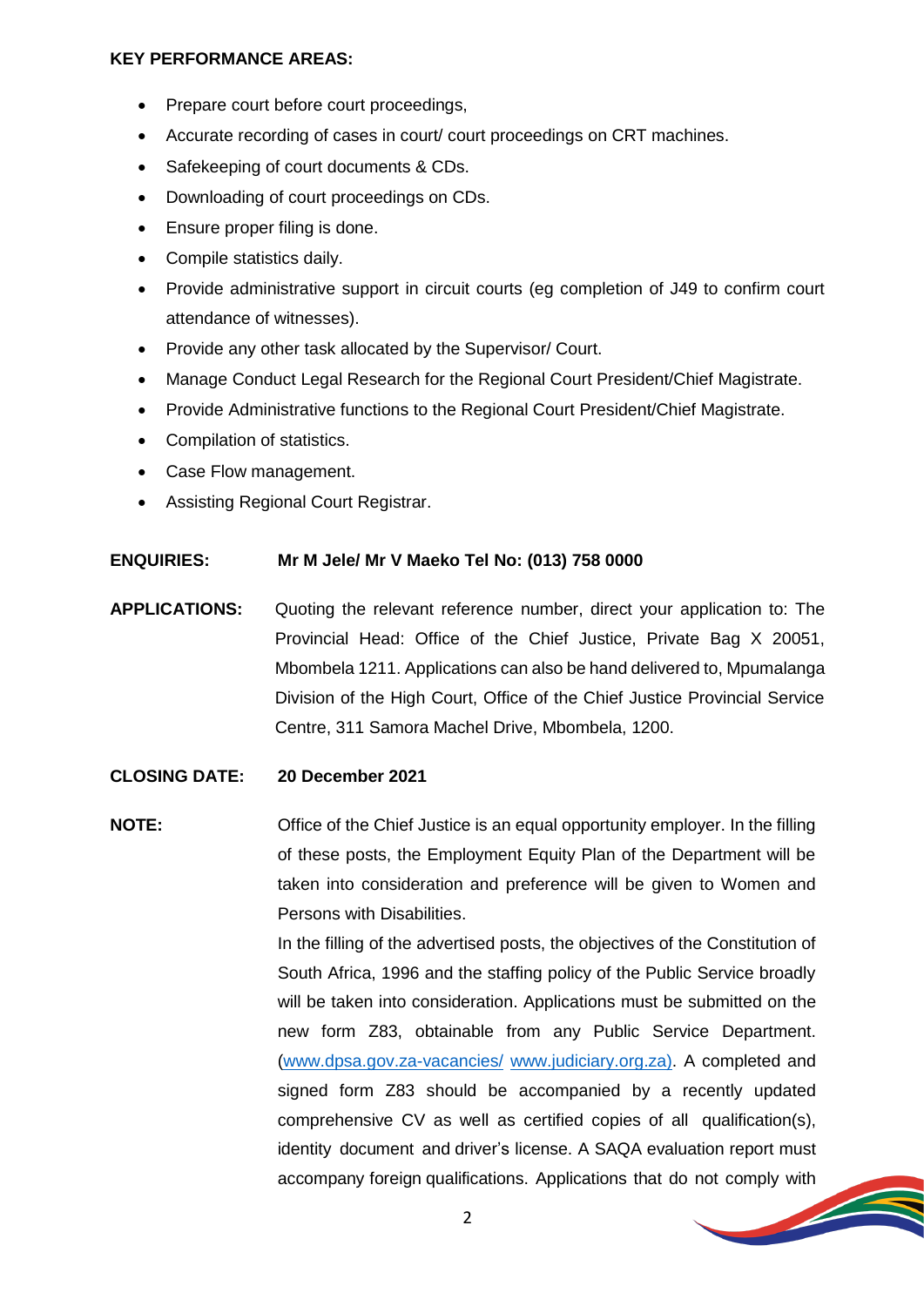**KEY PERFORMANCE AREAS:**

- Prepare court before court proceedings,
- Accurate recording of cases in court/ court proceedings on CRT machines.
- Safekeeping of court documents & CDs.
- Downloading of court proceedings on CDs.
- Ensure proper filing is done.
- Compile statistics daily.
- Provide administrative support in circuit courts (eg completion of J49 to confirm court attendance of witnesses).
- Provide any other task allocated by the Supervisor/ Court.
- Manage Conduct Legal Research for the Regional Court President/Chief Magistrate.
- Provide Administrative functions to the Regional Court President/Chief Magistrate.
- Compilation of statistics.
- Case Flow management.
- Assisting Regional Court Registrar.

**ENQUIRIES:** **Mr M Jele/ Mr V Maeko Tel No: (013) 758 0000**

**APPLICATIONS:** Quoting the relevant reference number, direct your application to: The Provincial Head: Office of the Chief Justice, Private Bag X 20051, Mbombela 1211. Applications can also be hand delivered to, Mpumalanga Division of the High Court, Office of the Chief Justice Provincial Service Centre, 311 Samora Machel Drive, Mbombela, 1200.

**CLOSING DATE:** **20 December 2021**

**NOTE:** Office of the Chief Justice is an equal opportunity employer. In the filling of these posts, the Employment Equity Plan of the Department will be taken into consideration and preference will be given to Women and Persons with Disabilities.

In the filling of the advertised posts, the objectives of the Constitution of South Africa, 1996 and the staffing policy of the Public Service broadly will be taken into consideration. Applications must be submitted on the new form Z83, obtainable from any Public Service Department. (www.dpsa.gov.za-vacancies/ www.judiciary.org.za). A completed and signed form Z83 should be accompanied by a recently updated comprehensive CV as well as certified copies of all qualification(s), identity document and driver's license. A SAQA evaluation report must accompany foreign qualifications. Applications that do not comply with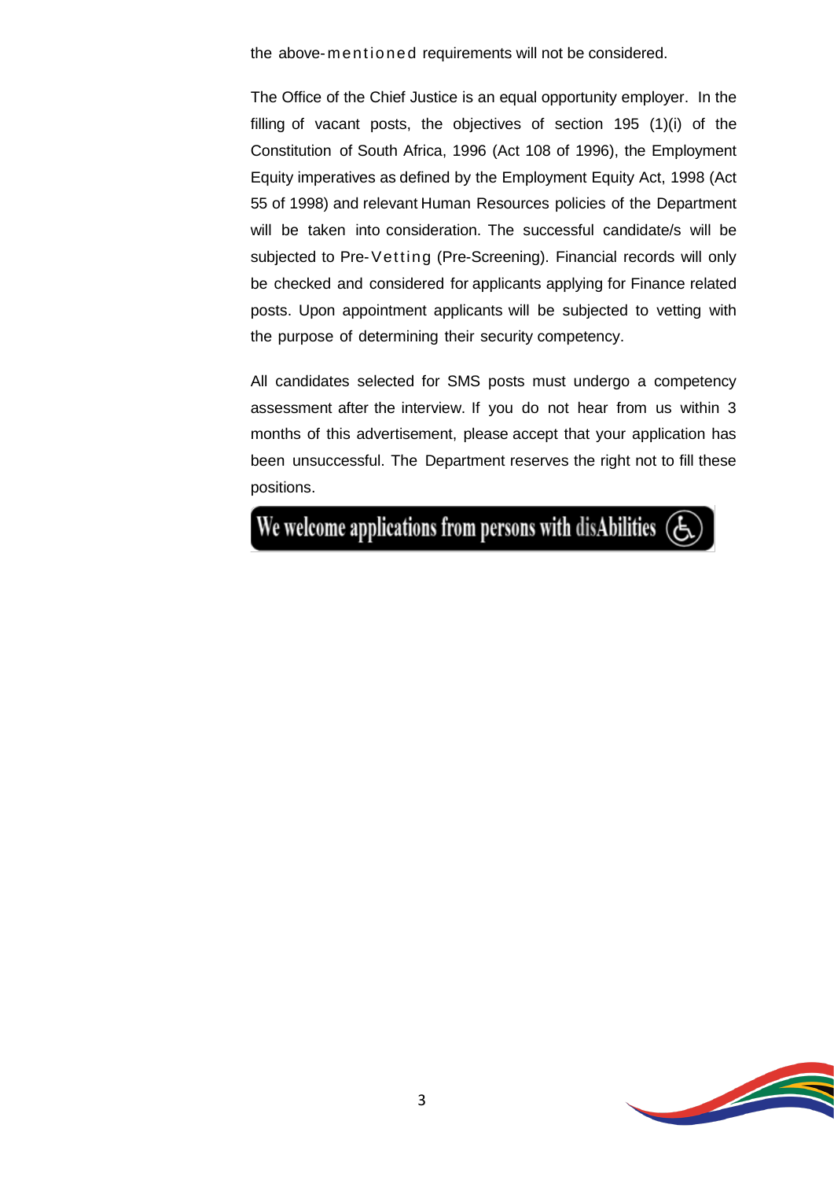the above-mentioned requirements will not be considered.

The Office of the Chief Justice is an equal opportunity employer. In the filling of vacant posts, the objectives of section 195 (1)(i) of the Constitution of South Africa, 1996 (Act 108 of 1996), the Employment Equity imperatives as defined by the Employment Equity Act, 1998 (Act 55 of 1998) and relevant Human Resources policies of the Department will be taken into consideration. The successful candidate/s will be subjected to Pre-Vetting (Pre-Screening). Financial records will only be checked and considered for applicants applying for Finance related posts. Upon appointment applicants will be subjected to vetting with the purpose of determining their security competency.

All candidates selected for SMS posts must undergo a competency assessment after the interview. If you do not hear from us within 3 months of this advertisement, please accept that your application has been unsuccessful. The Department reserves the right not to fill these positions.

**We welcome applications from persons with disAbilities**